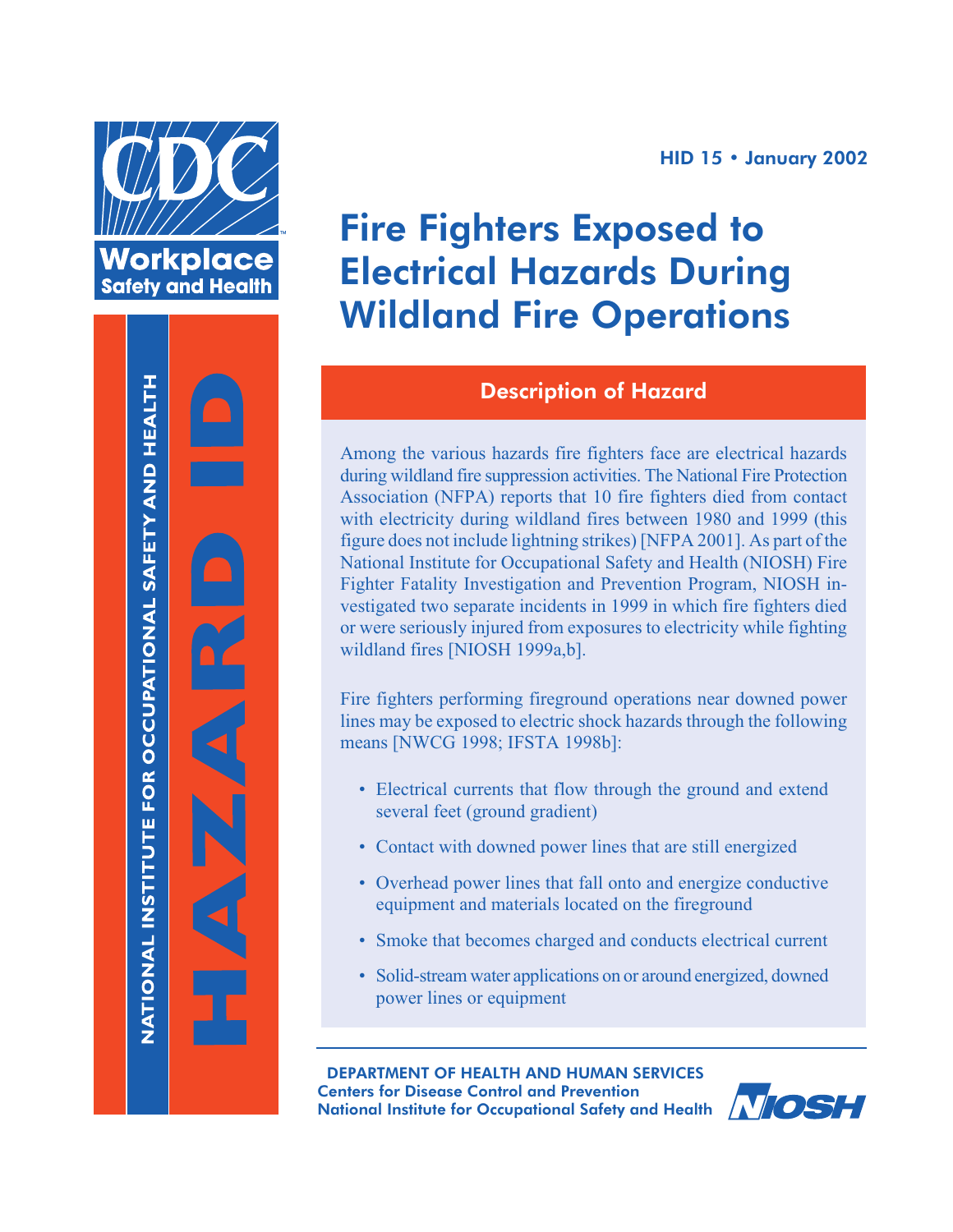CDC Workplace Safety and Health

NATIONAL INSTITUTE FOR OCCUPATIONAL SAFETY AND HEALTH

HAZARD ID

HID 15 • January 2002

# Fire Fighters Exposed to Electrical Hazards During Wildland Fire Operations

## Description of Hazard

Among the various hazards fire fighters face are electrical hazards during wildland fire suppression activities. The National Fire Protection Association (NFPA) reports that 10 fire fighters died from contact with electricity during wildland fires between 1980 and 1999 (this figure does not include lightning strikes) [NFPA 2001]. As part of the National Institute for Occupational Safety and Health (NIOSH) Fire Fighter Fatality Investigation and Prevention Program, NIOSH investigated two separate incidents in 1999 in which fire fighters died or were seriously injured from exposures to electricity while fighting wildland fires [NIOSH 1999a,b].

Fire fighters performing fireground operations near downed power lines may be exposed to electric shock hazards through the following means [NWCG 1998; IFSTA 1998b]:

- Electrical currents that flow through the ground and extend several feet (ground gradient)
- Contact with downed power lines that are still energized
- Overhead power lines that fall onto and energize conductive equipment and materials located on the fireground
- Smoke that becomes charged and conducts electrical current
- Solid-stream water applications on or around energized, downed power lines or equipment

DEPARTMENT OF HEALTH AND HUMAN SERVICES
Centers for Disease Control and Prevention
National Institute for Occupational Safety and Health

NIOSH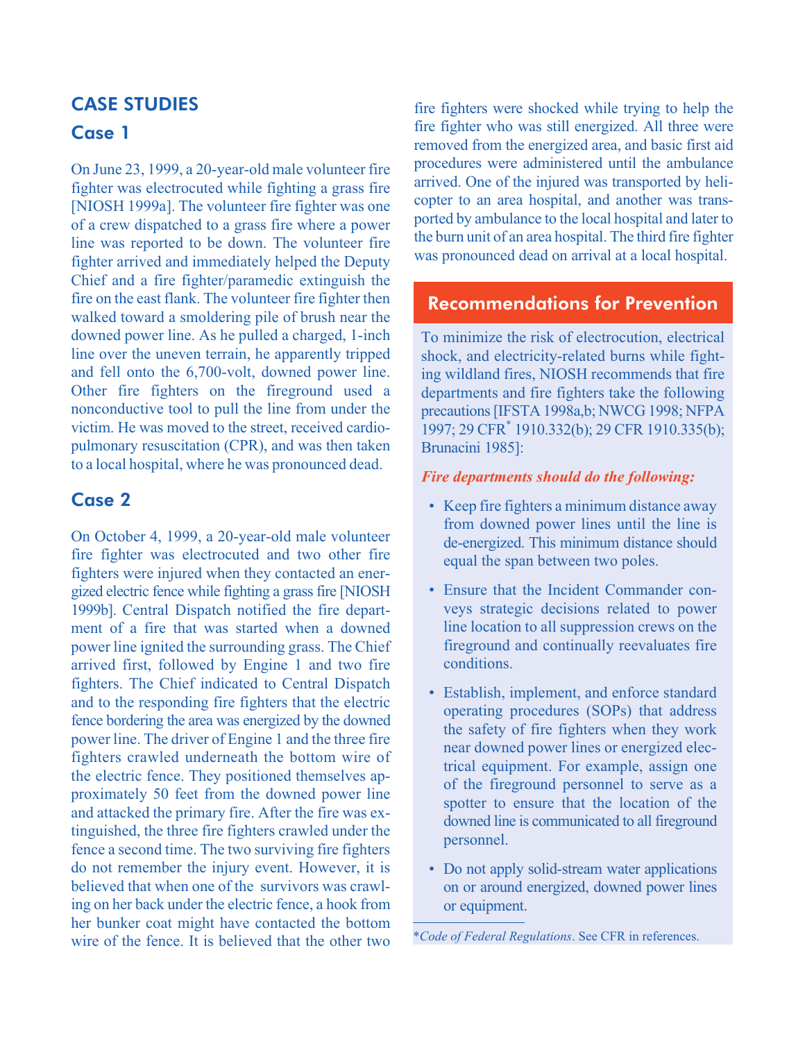## CASE STUDIES

### Case 1

On June 23, 1999, a 20-year-old male volunteer fire fighter was electrocuted while fighting a grass fire [NIOSH 1999a]. The volunteer fire fighter was one of a crew dispatched to a grass fire where a power line was reported to be down. The volunteer fire fighter arrived and immediately helped the Deputy Chief and a fire fighter/paramedic extinguish the fire on the east flank. The volunteer fire fighter then walked toward a smoldering pile of brush near the downed power line. As he pulled a charged, 1-inch line over the uneven terrain, he apparently tripped and fell onto the 6,700-volt, downed power line. Other fire fighters on the fireground used a nonconductive tool to pull the line from under the victim. He was moved to the street, received cardiopulmonary resuscitation (CPR), and was then taken to a local hospital, where he was pronounced dead.

### Case 2

On October 4, 1999, a 20-year-old male volunteer fire fighter was electrocuted and two other fire fighters were injured when they contacted an energized electric fence while fighting a grass fire [NIOSH 1999b]. Central Dispatch notified the fire department of a fire that was started when a downed power line ignited the surrounding grass. The Chief arrived first, followed by Engine 1 and two fire fighters. The Chief indicated to Central Dispatch and to the responding fire fighters that the electric fence bordering the area was energized by the downed power line. The driver of Engine 1 and the three fire fighters crawled underneath the bottom wire of the electric fence. They positioned themselves approximately 50 feet from the downed power line and attacked the primary fire. After the fire was extinguished, the three fire fighters crawled under the fence a second time. The two surviving fire fighters do not remember the injury event. However, it is believed that when one of the survivors was crawling on her back under the electric fence, a hook from her bunker coat might have contacted the bottom wire of the fence. It is believed that the other two fire fighters were shocked while trying to help the fire fighter who was still energized. All three were removed from the energized area, and basic first aid procedures were administered until the ambulance arrived. One of the injured was transported by helicopter to an area hospital, and another was transported by ambulance to the local hospital and later to the burn unit of an area hospital. The third fire fighter was pronounced dead on arrival at a local hospital.

## Recommendations for Prevention

To minimize the risk of electrocution, electrical shock, and electricity-related burns while fighting wildland fires, NIOSH recommends that fire departments and fire fighters take the following precautions [IFSTA 1998a,b; NWCG 1998; NFPA 1997; 29 CFR* 1910.332(b); 29 CFR 1910.335(b); Brunacini 1985]:

***Fire departments should do the following:***

- Keep fire fighters a minimum distance away from downed power lines until the line is de-energized. This minimum distance should equal the span between two poles.
- Ensure that the Incident Commander conveys strategic decisions related to power line location to all suppression crews on the fireground and continually reevaluates fire conditions.
- Establish, implement, and enforce standard operating procedures (SOPs) that address the safety of fire fighters when they work near downed power lines or energized electrical equipment. For example, assign one of the fireground personnel to serve as a spotter to ensure that the location of the downed line is communicated to all fireground personnel.
- Do not apply solid-stream water applications on or around energized, downed power lines or equipment.

*\*Code of Federal Regulations*. See CFR in references.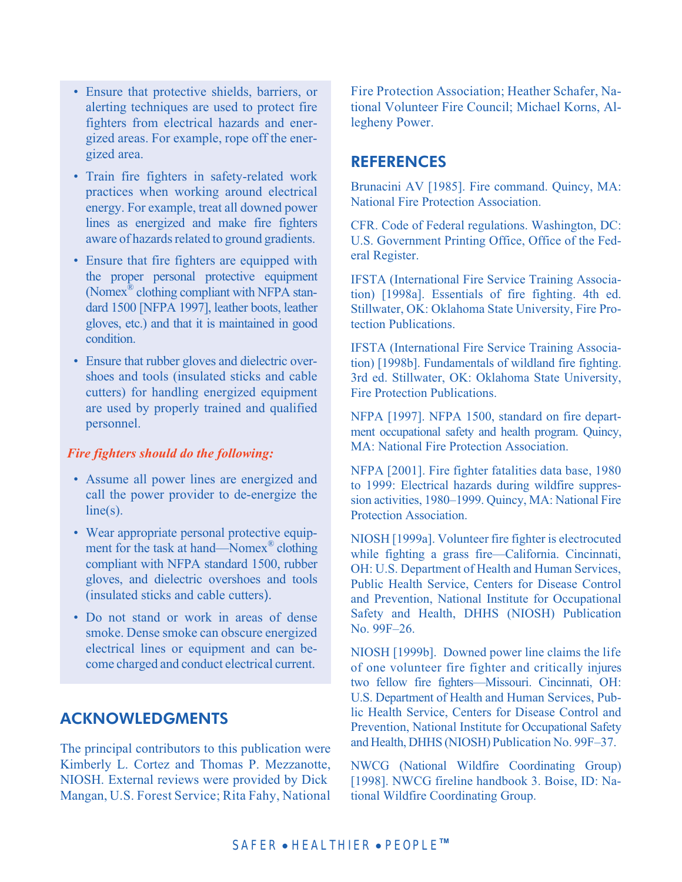- Ensure that protective shields, barriers, or alerting techniques are used to protect fire fighters from electrical hazards and energized areas. For example, rope off the energized area.
- Train fire fighters in safety-related work practices when working around electrical energy. For example, treat all downed power lines as energized and make fire fighters aware of hazards related to ground gradients.
- Ensure that fire fighters are equipped with the proper personal protective equipment (Nomex® clothing compliant with NFPA standard 1500 [NFPA 1997], leather boots, leather gloves, etc.) and that it is maintained in good condition.
- Ensure that rubber gloves and dielectric overshoes and tools (insulated sticks and cable cutters) for handling energized equipment are used by properly trained and qualified personnel.

***Fire fighters should do the following:***

- Assume all power lines are energized and call the power provider to de-energize the line(s).
- Wear appropriate personal protective equipment for the task at hand—Nomex® clothing compliant with NFPA standard 1500, rubber gloves, and dielectric overshoes and tools (insulated sticks and cable cutters).
- Do not stand or work in areas of dense smoke. Dense smoke can obscure energized electrical lines or equipment and can become charged and conduct electrical current.

## ACKNOWLEDGMENTS

The principal contributors to this publication were Kimberly L. Cortez and Thomas P. Mezzanotte, NIOSH. External reviews were provided by Dick Mangan, U.S. Forest Service; Rita Fahy, National Fire Protection Association; Heather Schafer, National Volunteer Fire Council; Michael Korns, Allegheny Power.

## REFERENCES

Brunacini AV [1985]. Fire command. Quincy, MA: National Fire Protection Association.

CFR. Code of Federal regulations. Washington, DC: U.S. Government Printing Office, Office of the Federal Register.

IFSTA (International Fire Service Training Association) [1998a]. Essentials of fire fighting. 4th ed. Stillwater, OK: Oklahoma State University, Fire Protection Publications.

IFSTA (International Fire Service Training Association) [1998b]. Fundamentals of wildland fire fighting. 3rd ed. Stillwater, OK: Oklahoma State University, Fire Protection Publications.

NFPA [1997]. NFPA 1500, standard on fire department occupational safety and health program. Quincy, MA: National Fire Protection Association.

NFPA [2001]. Fire fighter fatalities data base, 1980 to 1999: Electrical hazards during wildfire suppression activities, 1980–1999. Quincy, MA: National Fire Protection Association.

NIOSH [1999a]. Volunteer fire fighter is electrocuted while fighting a grass fire—California. Cincinnati, OH: U.S. Department of Health and Human Services, Public Health Service, Centers for Disease Control and Prevention, National Institute for Occupational Safety and Health, DHHS (NIOSH) Publication No. 99F–26.

NIOSH [1999b]. Downed power line claims the life of one volunteer fire fighter and critically injures two fellow fire fighters—Missouri. Cincinnati, OH: U.S. Department of Health and Human Services, Public Health Service, Centers for Disease Control and Prevention, National Institute for Occupational Safety and Health, DHHS (NIOSH) Publication No. 99F–37.

NWCG (National Wildfire Coordinating Group) [1998]. NWCG fireline handbook 3. Boise, ID: National Wildfire Coordinating Group.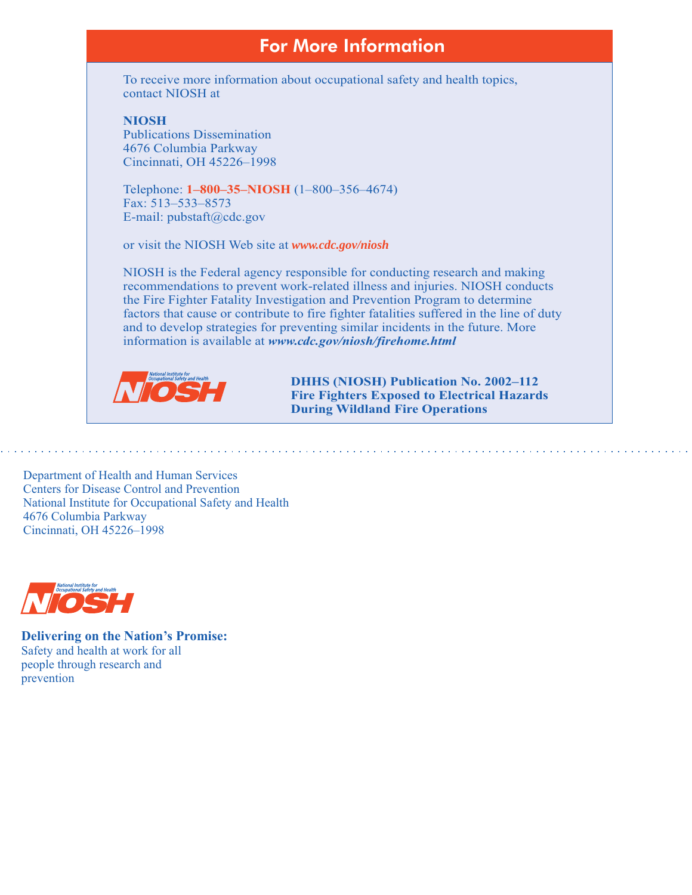## For More Information

To receive more information about occupational safety and health topics, contact NIOSH at

**NIOSH**
Publications Dissemination
4676 Columbia Parkway
Cincinnati, OH 45226–1998

Telephone: **1–800–35–NIOSH** (1–800–356–4674)
Fax: 513–533–8573
E-mail: pubstaft@cdc.gov

or visit the NIOSH Web site at ***www.cdc.gov/niosh***

NIOSH is the Federal agency responsible for conducting research and making recommendations to prevent work-related illness and injuries. NIOSH conducts the Fire Fighter Fatality Investigation and Prevention Program to determine factors that cause or contribute to fire fighter fatalities suffered in the line of duty and to develop strategies for preventing similar incidents in the future. More information is available at ***www.cdc.gov/niosh/firehome.html***

National Institute for Occupational Safety and Health
NIOSH

**DHHS (NIOSH) Publication No. 2002–112**
**Fire Fighters Exposed to Electrical Hazards During Wildland Fire Operations**

Department of Health and Human Services
Centers for Disease Control and Prevention
National Institute for Occupational Safety and Health
4676 Columbia Parkway
Cincinnati, OH 45226–1998

National Institute for Occupational Safety and Health
NIOSH

**Delivering on the Nation's Promise:**
Safety and health at work for all people through research and prevention